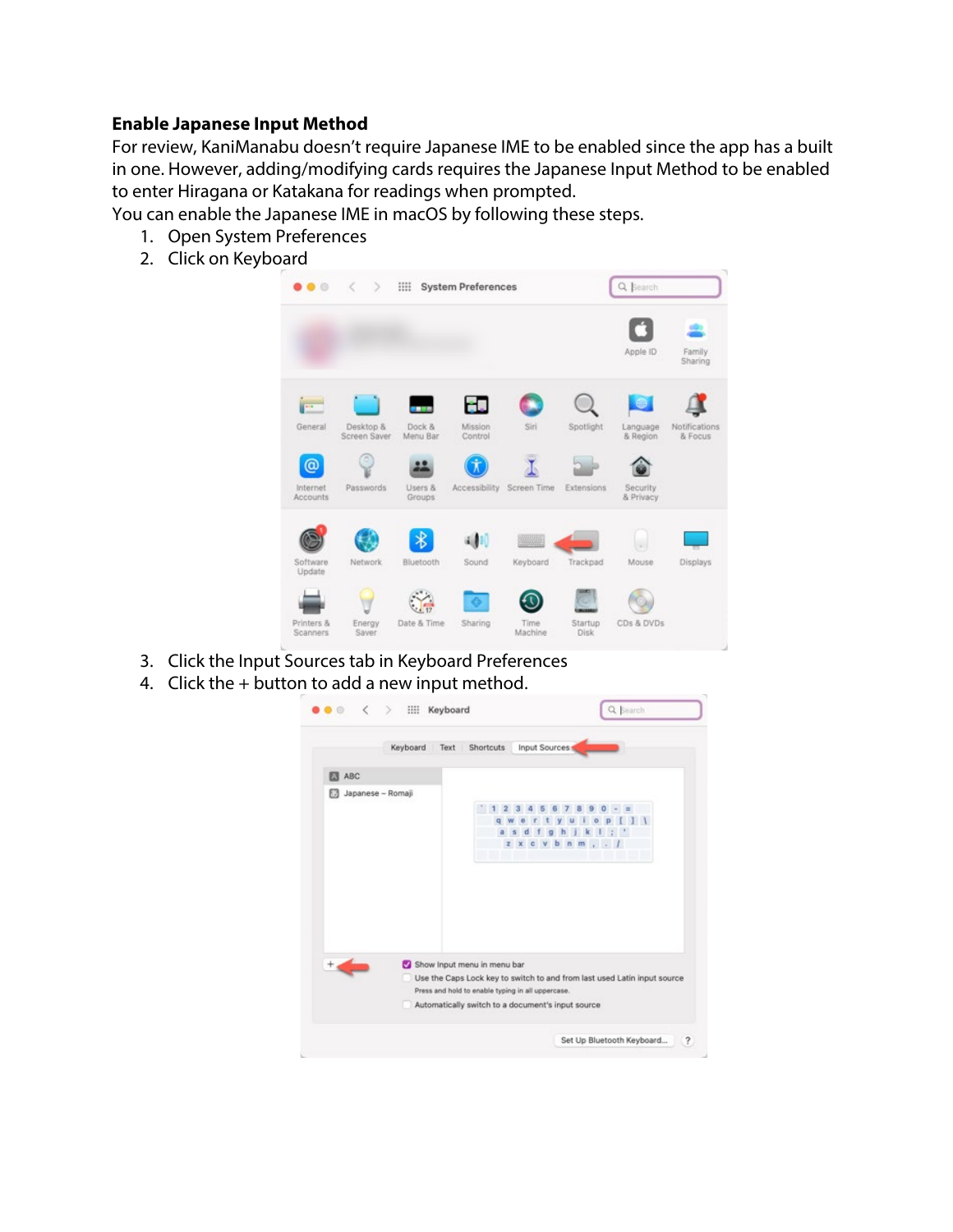**Enable Japanese Input Method**

For review, KaniManabu doesn't require Japanese IME to be enabled since the app has a built in one. However, adding/modifying cards requires the Japanese Input Method to be enabled to enter Hiragana or Katakana for readings when prompted.

You can enable the Japanese IME in macOS by following these steps.

1. Open System Preferences
2. Click on Keyboard
3. Click the Input Sources tab in Keyboard Preferences
4. Click the + button to add a new input method.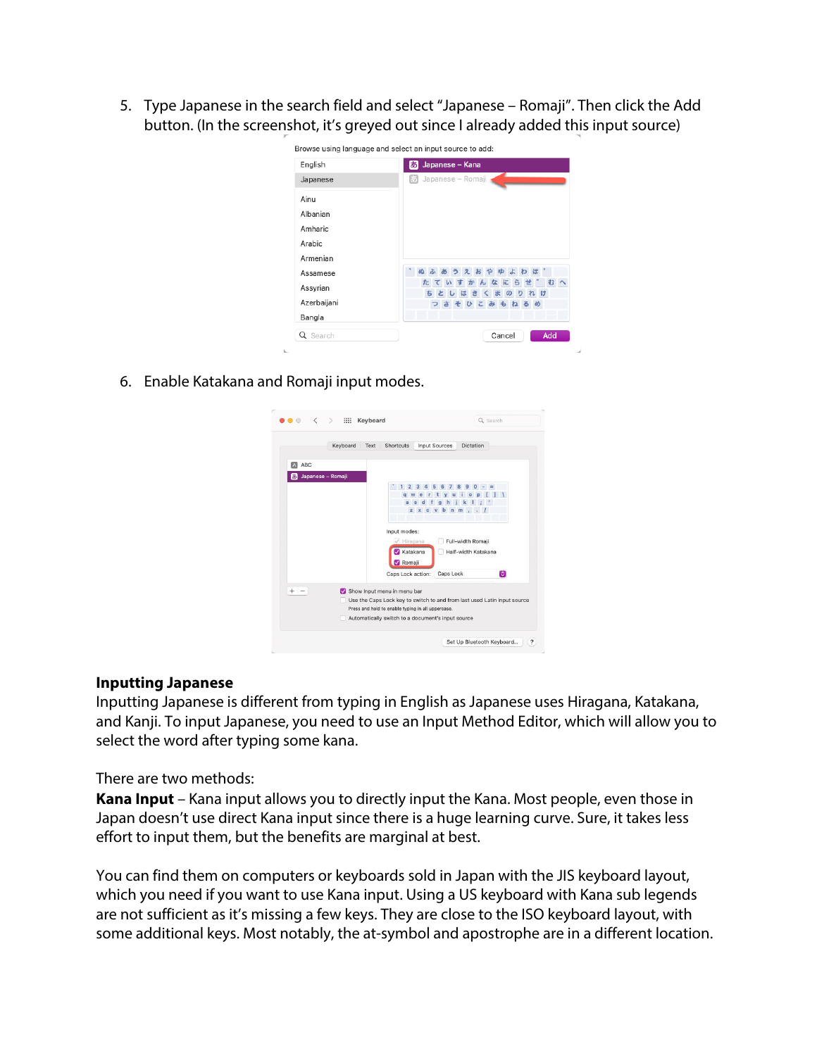5. Type Japanese in the search field and select "Japanese – Romaji". Then click the Add button. (In the screenshot, it's greyed out since I already added this input source)

6. Enable Katakana and Romaji input modes.

## Inputting Japanese

Inputting Japanese is different from typing in English as Japanese uses Hiragana, Katakana, and Kanji. To input Japanese, you need to use an Input Method Editor, which will allow you to select the word after typing some kana.

There are two methods:

**Kana Input** – Kana input allows you to directly input the Kana. Most people, even those in Japan doesn't use direct Kana input since there is a huge learning curve. Sure, it takes less effort to input them, but the benefits are marginal at best.

You can find them on computers or keyboards sold in Japan with the JIS keyboard layout, which you need if you want to use Kana input. Using a US keyboard with Kana sub legends are not sufficient as it's missing a few keys. They are close to the ISO keyboard layout, with some additional keys. Most notably, the at-symbol and apostrophe are in a different location.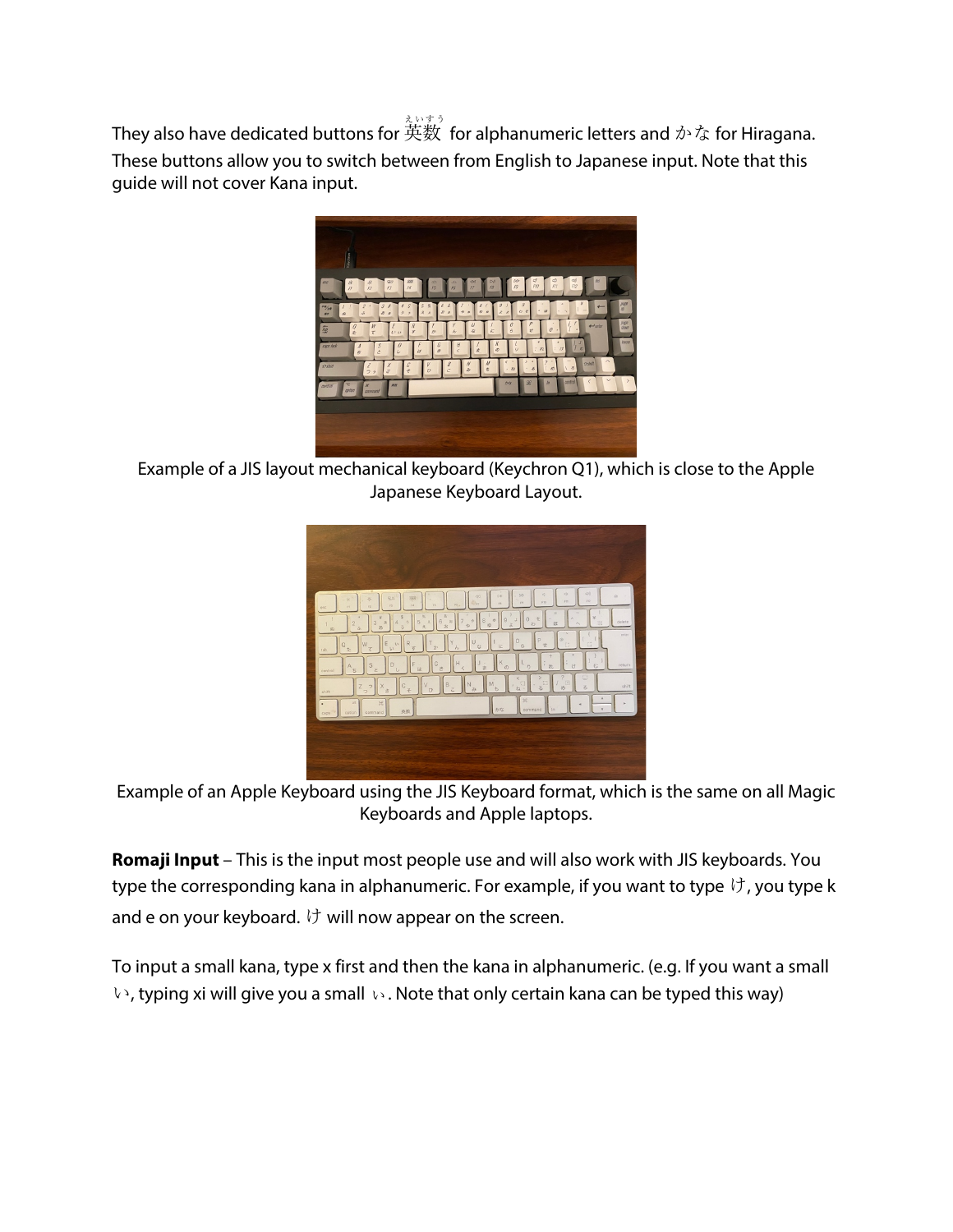They also have dedicated buttons for 英数 (えいすう) for alphanumeric letters and かな for Hiragana. These buttons allow you to switch between from English to Japanese input. Note that this guide will not cover Kana input.

Example of a JIS layout mechanical keyboard (Keychron Q1), which is close to the Apple Japanese Keyboard Layout.

Example of an Apple Keyboard using the JIS Keyboard format, which is the same on all Magic Keyboards and Apple laptops.

**Romaji Input** – This is the input most people use and will also work with JIS keyboards. You type the corresponding kana in alphanumeric. For example, if you want to type け, you type k and e on your keyboard. け will now appear on the screen.

To input a small kana, type x first and then the kana in alphanumeric. (e.g. If you want a small い, typing xi will give you a small ぃ. Note that only certain kana can be typed this way)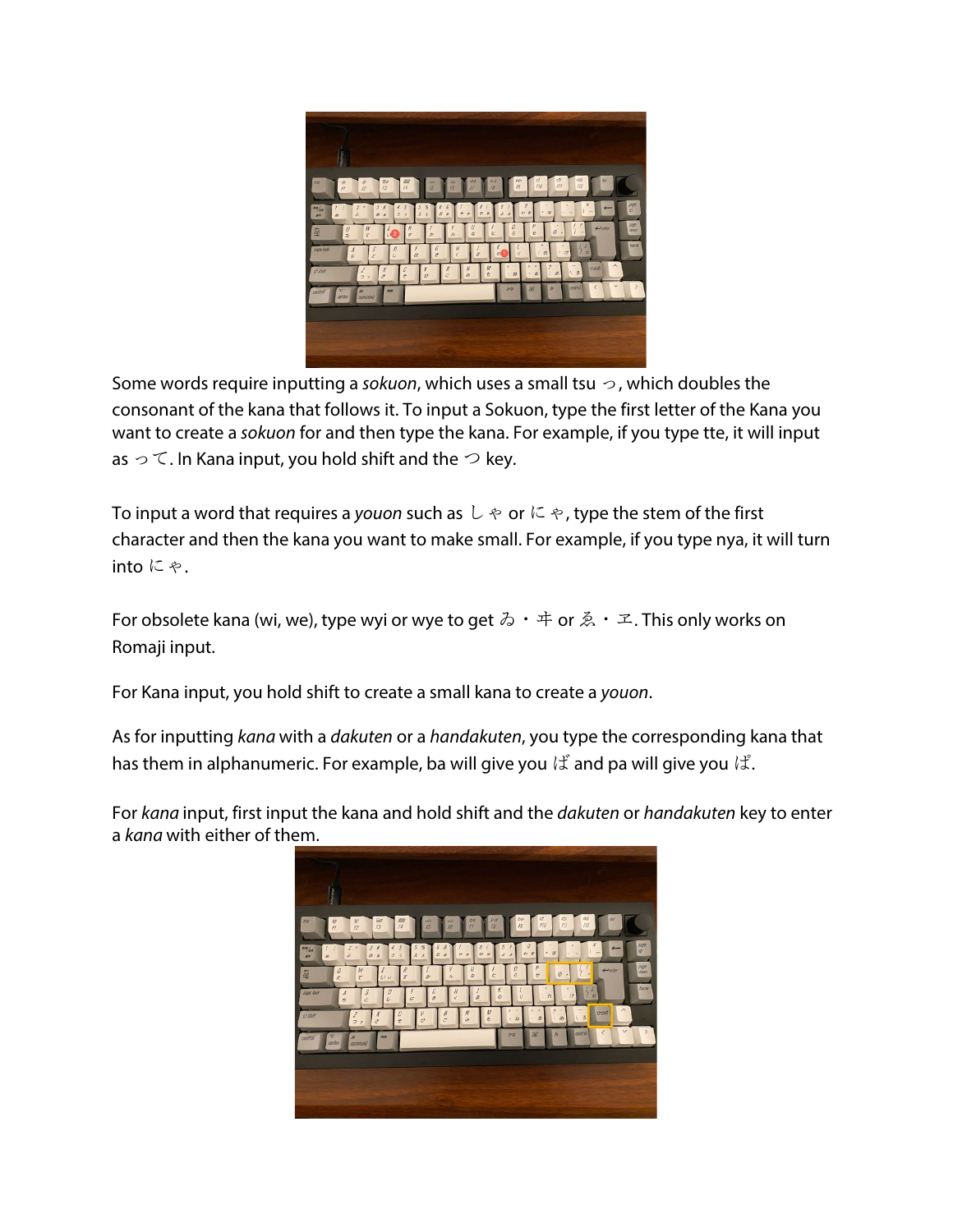Some words require inputting a *sokuon*, which uses a small tsu っ, which doubles the consonant of the kana that follows it. To input a Sokuon, type the first letter of the Kana you want to create a *sokuon* for and then type the kana. For example, if you type tte, it will input as って. In Kana input, you hold shift and the つ key.

To input a word that requires a *youon* such as しゃ or にゃ, type the stem of the first character and then the kana you want to make small. For example, if you type nya, it will turn into にゃ.

For obsolete kana (wi, we), type wyi or wye to get ゐ・ヰ or ゑ・ヱ. This only works on Romaji input.

For Kana input, you hold shift to create a small kana to create a *youon*.

As for inputting *kana* with a *dakuten* or a *handakuten*, you type the corresponding kana that has them in alphanumeric. For example, ba will give you ば and pa will give you ぱ.

For *kana* input, first input the kana and hold shift and the *dakuten* or *handakuten* key to enter a *kana* with either of them.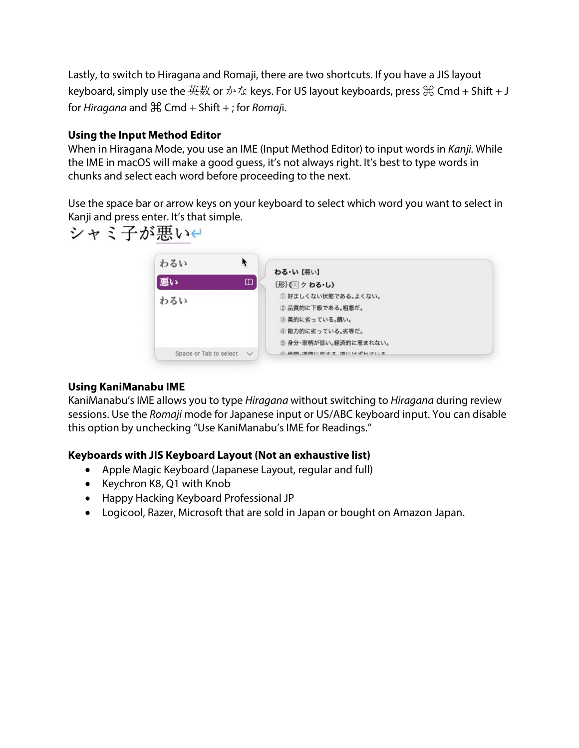Lastly, to switch to Hiragana and Romaji, there are two shortcuts. If you have a JIS layout keyboard, simply use the 英数 or かな keys. For US layout keyboards, press ⌘ Cmd + Shift + J for *Hiragana* and ⌘ Cmd + Shift + ; for *Romaji*.

**Using the Input Method Editor**

When in Hiragana Mode, you use an IME (Input Method Editor) to input words in *Kanji*. While the IME in macOS will make a good guess, it's not always right. It's best to type words in chunks and select each word before proceeding to the next.

Use the space bar or arrow keys on your keyboard to select which word you want to select in Kanji and press enter. It's that simple.

**Using KaniManabu IME**

KaniManabu's IME allows you to type *Hiragana* without switching to *Hiragana* during review sessions. Use the *Romaji* mode for Japanese input or US/ABC keyboard input. You can disable this option by unchecking "Use KaniManabu's IME for Readings."

**Keyboards with JIS Keyboard Layout (Not an exhaustive list)**

- Apple Magic Keyboard (Japanese Layout, regular and full)
- Keychron K8, Q1 with Knob
- Happy Hacking Keyboard Professional JP
- Logicool, Razer, Microsoft that are sold in Japan or bought on Amazon Japan.